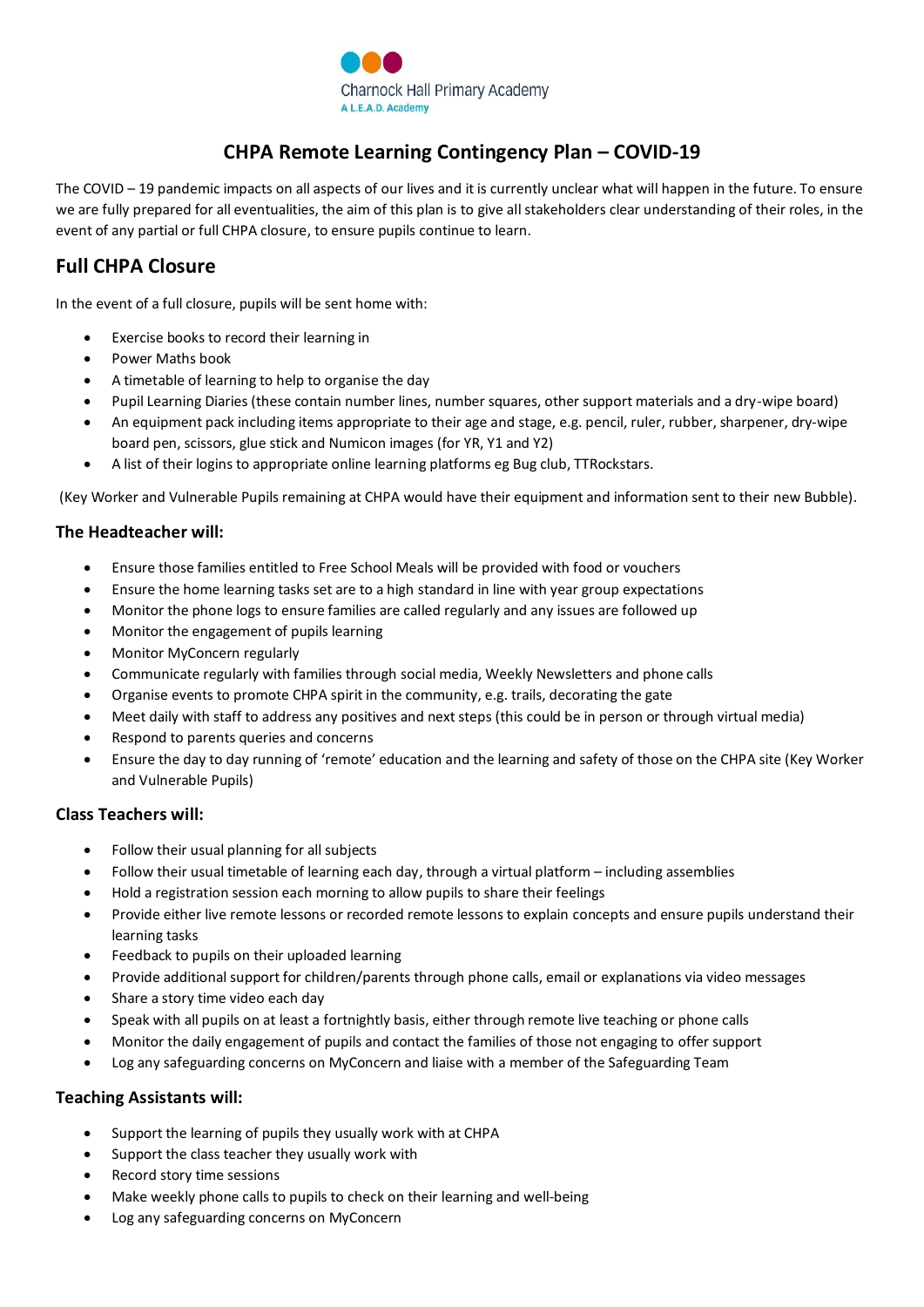Charnock Hall Primary Academy
A L.E.A.D. Academy

# CHPA Remote Learning Contingency Plan – COVID-19

The COVID – 19 pandemic impacts on all aspects of our lives and it is currently unclear what will happen in the future. To ensure we are fully prepared for all eventualities, the aim of this plan is to give all stakeholders clear understanding of their roles, in the event of any partial or full CHPA closure, to ensure pupils continue to learn.

## Full CHPA Closure

In the event of a full closure, pupils will be sent home with:

- Exercise books to record their learning in
- Power Maths book
- A timetable of learning to help to organise the day
- Pupil Learning Diaries (these contain number lines, number squares, other support materials and a dry-wipe board)
- An equipment pack including items appropriate to their age and stage, e.g. pencil, ruler, rubber, sharpener, dry-wipe board pen, scissors, glue stick and Numicon images (for YR, Y1 and Y2)
- A list of their logins to appropriate online learning platforms eg Bug club, TTRockstars.

(Key Worker and Vulnerable Pupils remaining at CHPA would have their equipment and information sent to their new Bubble).

### The Headteacher will:

- Ensure those families entitled to Free School Meals will be provided with food or vouchers
- Ensure the home learning tasks set are to a high standard in line with year group expectations
- Monitor the phone logs to ensure families are called regularly and any issues are followed up
- Monitor the engagement of pupils learning
- Monitor MyConcern regularly
- Communicate regularly with families through social media, Weekly Newsletters and phone calls
- Organise events to promote CHPA spirit in the community, e.g. trails, decorating the gate
- Meet daily with staff to address any positives and next steps (this could be in person or through virtual media)
- Respond to parents queries and concerns
- Ensure the day to day running of 'remote' education and the learning and safety of those on the CHPA site (Key Worker and Vulnerable Pupils)

### Class Teachers will:

- Follow their usual planning for all subjects
- Follow their usual timetable of learning each day, through a virtual platform – including assemblies
- Hold a registration session each morning to allow pupils to share their feelings
- Provide either live remote lessons or recorded remote lessons to explain concepts and ensure pupils understand their learning tasks
- Feedback to pupils on their uploaded learning
- Provide additional support for children/parents through phone calls, email or explanations via video messages
- Share a story time video each day
- Speak with all pupils on at least a fortnightly basis, either through remote live teaching or phone calls
- Monitor the daily engagement of pupils and contact the families of those not engaging to offer support
- Log any safeguarding concerns on MyConcern and liaise with a member of the Safeguarding Team

### Teaching Assistants will:

- Support the learning of pupils they usually work with at CHPA
- Support the class teacher they usually work with
- Record story time sessions
- Make weekly phone calls to pupils to check on their learning and well-being
- Log any safeguarding concerns on MyConcern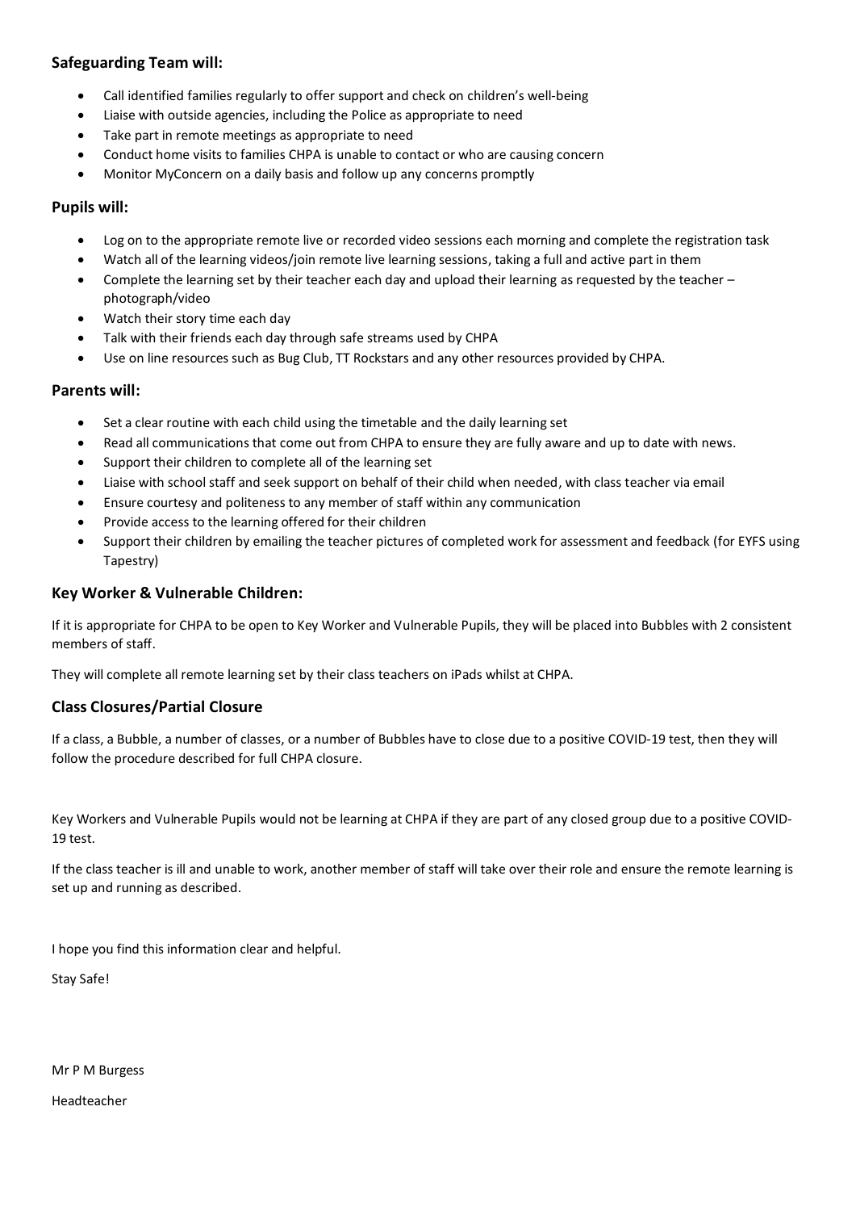### Safeguarding Team will:

- Call identified families regularly to offer support and check on children's well-being
- Liaise with outside agencies, including the Police as appropriate to need
- Take part in remote meetings as appropriate to need
- Conduct home visits to families CHPA is unable to contact or who are causing concern
- Monitor MyConcern on a daily basis and follow up any concerns promptly

### Pupils will:

- Log on to the appropriate remote live or recorded video sessions each morning and complete the registration task
- Watch all of the learning videos/join remote live learning sessions, taking a full and active part in them
- Complete the learning set by their teacher each day and upload their learning as requested by the teacher – photograph/video
- Watch their story time each day
- Talk with their friends each day through safe streams used by CHPA
- Use on line resources such as Bug Club, TT Rockstars and any other resources provided by CHPA.

### Parents will:

- Set a clear routine with each child using the timetable and the daily learning set
- Read all communications that come out from CHPA to ensure they are fully aware and up to date with news.
- Support their children to complete all of the learning set
- Liaise with school staff and seek support on behalf of their child when needed, with class teacher via email
- Ensure courtesy and politeness to any member of staff within any communication
- Provide access to the learning offered for their children
- Support their children by emailing the teacher pictures of completed work for assessment and feedback (for EYFS using Tapestry)

### Key Worker & Vulnerable Children:

If it is appropriate for CHPA to be open to Key Worker and Vulnerable Pupils, they will be placed into Bubbles with 2 consistent members of staff.

They will complete all remote learning set by their class teachers on iPads whilst at CHPA.

### Class Closures/Partial Closure

If a class, a Bubble, a number of classes, or a number of Bubbles have to close due to a positive COVID-19 test, then they will follow the procedure described for full CHPA closure.

Key Workers and Vulnerable Pupils would not be learning at CHPA if they are part of any closed group due to a positive COVID-19 test.

If the class teacher is ill and unable to work, another member of staff will take over their role and ensure the remote learning is set up and running as described.

I hope you find this information clear and helpful.

Stay Safe!

Mr P M Burgess

Headteacher